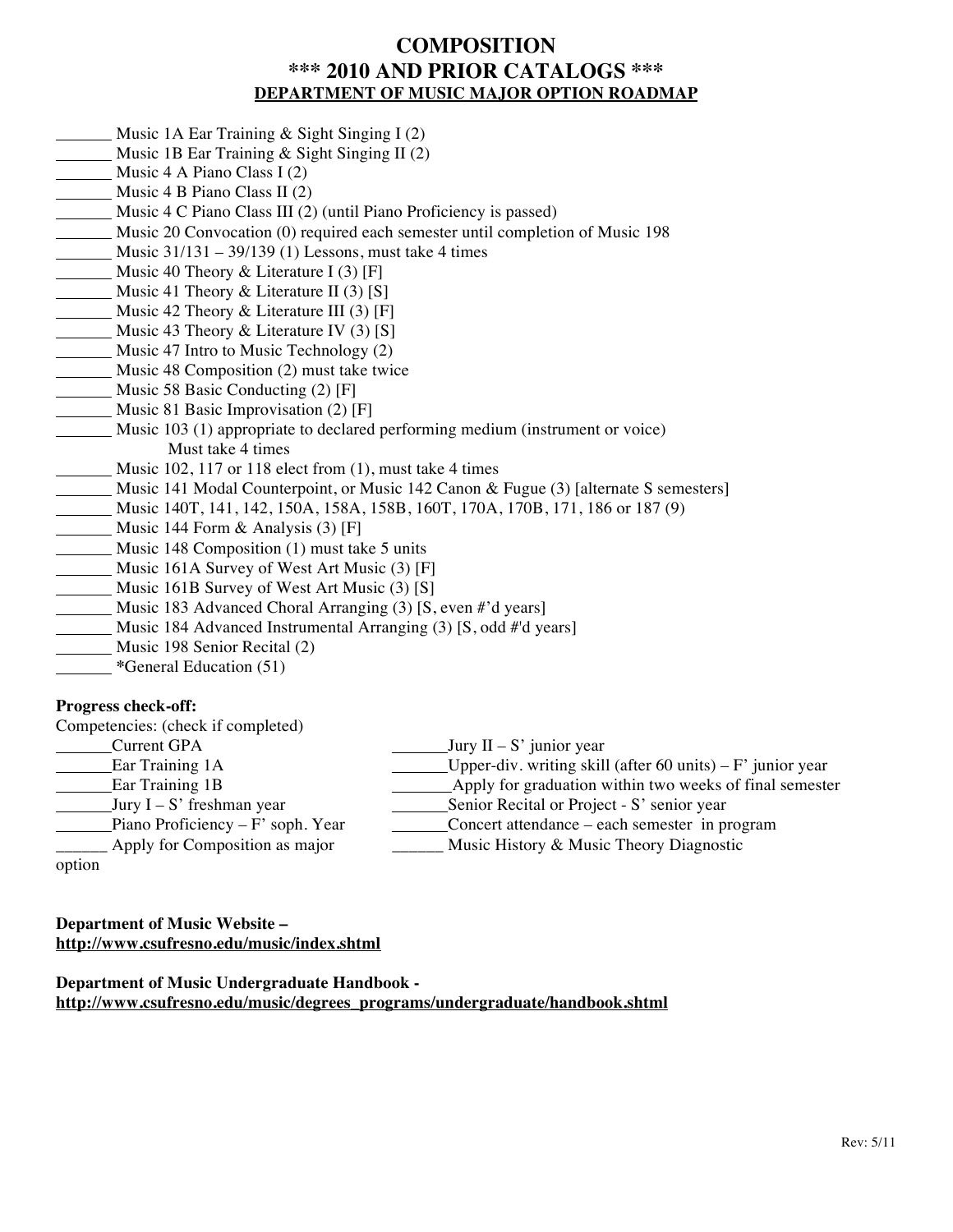# COMPOSITION
## *** 2010 AND PRIOR CATALOGS ***
### DEPARTMENT OF MUSIC MAJOR OPTION ROADMAP

- _______ Music 1A Ear Training & Sight Singing I (2)
- _______ Music 1B Ear Training & Sight Singing II (2)
- _______ Music 4 A Piano Class I (2)
- _______ Music 4 B Piano Class II (2)
- _______ Music 4 C Piano Class III (2) (until Piano Proficiency is passed)
- _______ Music 20 Convocation (0) required each semester until completion of Music 198
- _______ Music 31/131 – 39/139 (1) Lessons, must take 4 times
- _______ Music 40 Theory & Literature I (3) [F]
- _______ Music 41 Theory & Literature II (3) [S]
- _______ Music 42 Theory & Literature III (3) [F]
- _______ Music 43 Theory & Literature IV (3) [S]
- _______ Music 47 Intro to Music Technology (2)
- _______ Music 48 Composition (2) must take twice
- _______ Music 58 Basic Conducting (2) [F]
- _______ Music 81 Basic Improvisation (2) [F]
- _______ Music 103 (1) appropriate to declared performing medium (instrument or voice) Must take 4 times
- _______ Music 102, 117 or 118 elect from (1), must take 4 times
- _______ Music 141 Modal Counterpoint, or Music 142 Canon & Fugue (3) [alternate S semesters]
- _______ Music 140T, 141, 142, 150A, 158A, 158B, 160T, 170A, 170B, 171, 186 or 187 (9)
- _______ Music 144 Form & Analysis (3) [F]
- _______ Music 148 Composition (1) must take 5 units
- _______ Music 161A Survey of West Art Music (3) [F]
- _______ Music 161B Survey of West Art Music (3) [S]
- _______ Music 183 Advanced Choral Arranging (3) [S, even #'d years]
- _______ Music 184 Advanced Instrumental Arranging (3) [S, odd #'d years]
- _______ Music 198 Senior Recital (2)
- _______ *General Education (51)

**Progress check-off:**

Competencies: (check if completed)

- _______Current GPA
- _______Ear Training 1A
- _______Ear Training 1B
- _______Jury I – S' freshman year
- _______Piano Proficiency – F' soph. Year
- _______ Apply for Composition as major option
- _______Jury II – S' junior year
- _______Upper-div. writing skill (after 60 units) – F' junior year
- _______Apply for graduation within two weeks of final semester
- _______Senior Recital or Project - S' senior year
- _______Concert attendance – each semester in program
- _______ Music History & Music Theory Diagnostic

**Department of Music Website –**
**http://www.csufresno.edu/music/index.shtml**

**Department of Music Undergraduate Handbook -**
**http://www.csufresno.edu/music/degrees_programs/undergraduate/handbook.shtml**

Rev: 5/11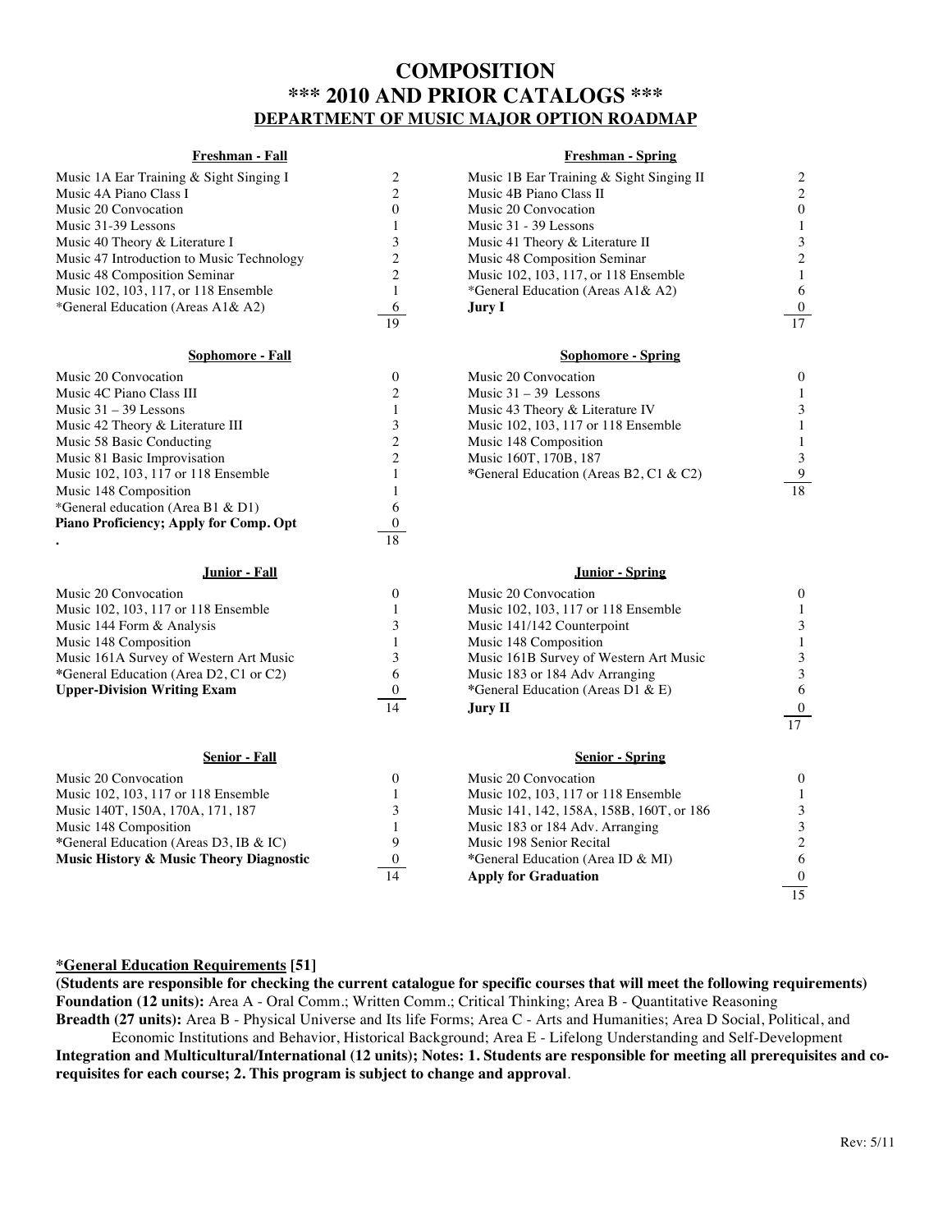# COMPOSITION
## *** 2010 AND PRIOR CATALOGS ***
### DEPARTMENT OF MUSIC MAJOR OPTION ROADMAP

**Freshman - Fall**

| | |
|---|---|
| Music 1A Ear Training & Sight Singing I | 2 |
| Music 4A Piano Class I | 2 |
| Music 20 Convocation | 0 |
| Music 31-39 Lessons | 1 |
| Music 40 Theory & Literature I | 3 |
| Music 47 Introduction to Music Technology | 2 |
| Music 48 Composition Seminar | 2 |
| Music 102, 103, 117, or 118 Ensemble | 1 |
| *General Education (Areas A1& A2) | 6 |
| | 19 |

**Freshman - Spring**

| | |
|---|---|
| Music 1B Ear Training & Sight Singing II | 2 |
| Music 4B Piano Class II | 2 |
| Music 20 Convocation | 0 |
| Music 31 - 39 Lessons | 1 |
| Music 41 Theory & Literature II | 3 |
| Music 48 Composition Seminar | 2 |
| Music 102, 103, 117, or 118 Ensemble | 1 |
| *General Education (Areas A1& A2) | 6 |
| **Jury I** | 0 |
| | 17 |

**Sophomore - Fall**

| | |
|---|---|
| Music 20 Convocation | 0 |
| Music 4C Piano Class III | 2 |
| Music 31 – 39 Lessons | 1 |
| Music 42 Theory & Literature III | 3 |
| Music 58 Basic Conducting | 2 |
| Music 81 Basic Improvisation | 2 |
| Music 102, 103, 117 or 118 Ensemble | 1 |
| Music 148 Composition | 1 |
| *General education (Area B1 & D1) | 6 |
| **Piano Proficiency; Apply for Comp. Opt** | 0 |
| **.** | 18 |

**Sophomore - Spring**

| | |
|---|---|
| Music 20 Convocation | 0 |
| Music 31 – 39 Lessons | 1 |
| Music 43 Theory & Literature IV | 3 |
| Music 102, 103, 117 or 118 Ensemble | 1 |
| Music 148 Composition | 1 |
| Music 160T, 170B, 187 | 3 |
| *General Education (Areas B2, C1 & C2) | 9 |
| | 18 |

**Junior - Fall**

| | |
|---|---|
| Music 20 Convocation | 0 |
| Music 102, 103, 117 or 118 Ensemble | 1 |
| Music 144 Form & Analysis | 3 |
| Music 148 Composition | 1 |
| Music 161A Survey of Western Art Music | 3 |
| *General Education (Area D2, C1 or C2) | 6 |
| **Upper-Division Writing Exam** | 0 |
| | 14 |

**Junior - Spring**

| | |
|---|---|
| Music 20 Convocation | 0 |
| Music 102, 103, 117 or 118 Ensemble | 1 |
| Music 141/142 Counterpoint | 3 |
| Music 148 Composition | 1 |
| Music 161B Survey of Western Art Music | 3 |
| Music 183 or 184 Adv Arranging | 3 |
| *General Education (Areas D1 & E) | 6 |
| **Jury II** | 0 |
| | 17 |

**Senior - Fall**

| | |
|---|---|
| Music 20 Convocation | 0 |
| Music 102, 103, 117 or 118 Ensemble | 1 |
| Music 140T, 150A, 170A, 171, 187 | 3 |
| Music 148 Composition | 1 |
| *General Education (Areas D3, IB & IC) | 9 |
| **Music History & Music Theory Diagnostic** | 0 |
| | 14 |

**Senior - Spring**

| | |
|---|---|
| Music 20 Convocation | 0 |
| Music 102, 103, 117 or 118 Ensemble | 1 |
| Music 141, 142, 158A, 158B, 160T, or 186 | 3 |
| Music 183 or 184 Adv. Arranging | 3 |
| Music 198 Senior Recital | 2 |
| *General Education (Area ID & MI) | 6 |
| **Apply for Graduation** | 0 |
| | 15 |

**\*General Education Requirements [51]**

**(Students are responsible for checking the current catalogue for specific courses that will meet the following requirements)**
**Foundation (12 units):** Area A - Oral Comm.; Written Comm.; Critical Thinking; Area B - Quantitative Reasoning
**Breadth (27 units):** Area B - Physical Universe and Its life Forms; Area C - Arts and Humanities; Area D Social, Political, and Economic Institutions and Behavior, Historical Background; Area E - Lifelong Understanding and Self-Development
**Integration and Multicultural/International (12 units); Notes: 1. Students are responsible for meeting all prerequisites and co-requisites for each course; 2. This program is subject to change and approval**.

Rev: 5/11